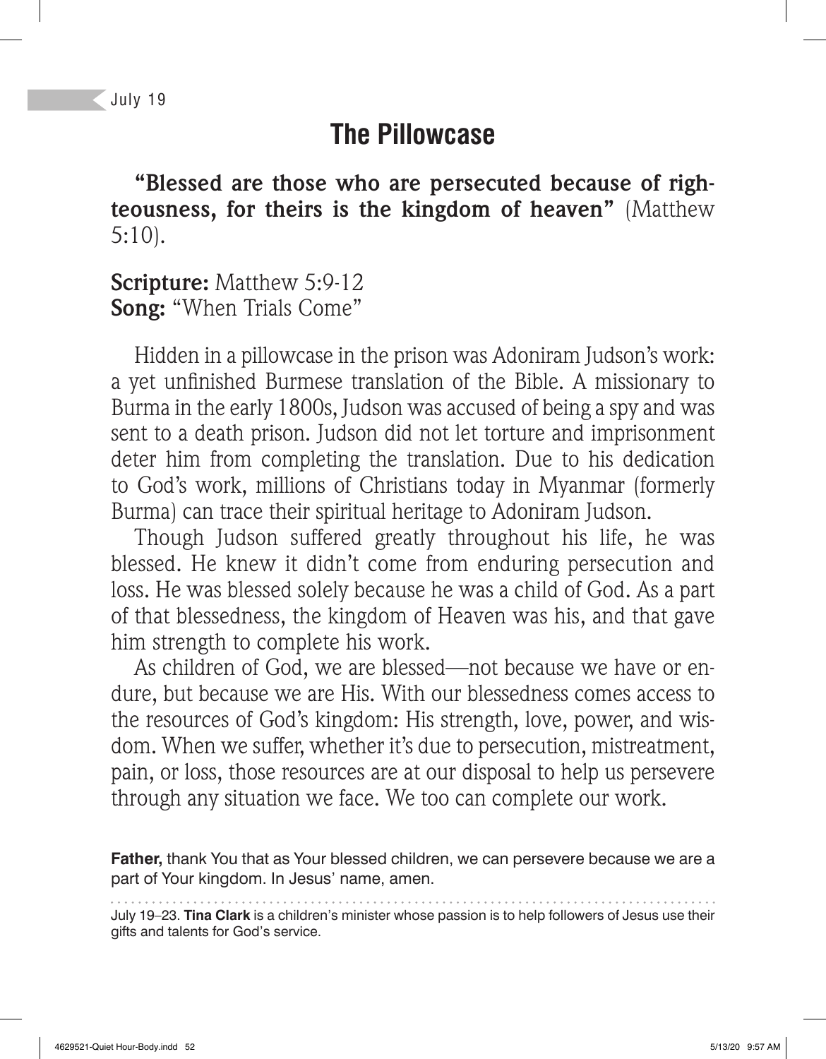July 19

# The Pillowcase

**"Blessed are those who are persecuted because of righteousness, for theirs is the kingdom of heaven"** (Matthew 5:10).

**Scripture:** Matthew 5:9-12
**Song:** "When Trials Come"

Hidden in a pillowcase in the prison was Adoniram Judson's work: a yet unfinished Burmese translation of the Bible. A missionary to Burma in the early 1800s, Judson was accused of being a spy and was sent to a death prison. Judson did not let torture and imprisonment deter him from completing the translation. Due to his dedication to God's work, millions of Christians today in Myanmar (formerly Burma) can trace their spiritual heritage to Adoniram Judson.

Though Judson suffered greatly throughout his life, he was blessed. He knew it didn't come from enduring persecution and loss. He was blessed solely because he was a child of God. As a part of that blessedness, the kingdom of Heaven was his, and that gave him strength to complete his work.

As children of God, we are blessed—not because we have or endure, but because we are His. With our blessedness comes access to the resources of God's kingdom: His strength, love, power, and wisdom. When we suffer, whether it's due to persecution, mistreatment, pain, or loss, those resources are at our disposal to help us persevere through any situation we face. We too can complete our work.

**Father,** thank You that as Your blessed children, we can persevere because we are a part of Your kingdom. In Jesus' name, amen.

---

July 19–23. **Tina Clark** is a children's minister whose passion is to help followers of Jesus use their gifts and talents for God's service.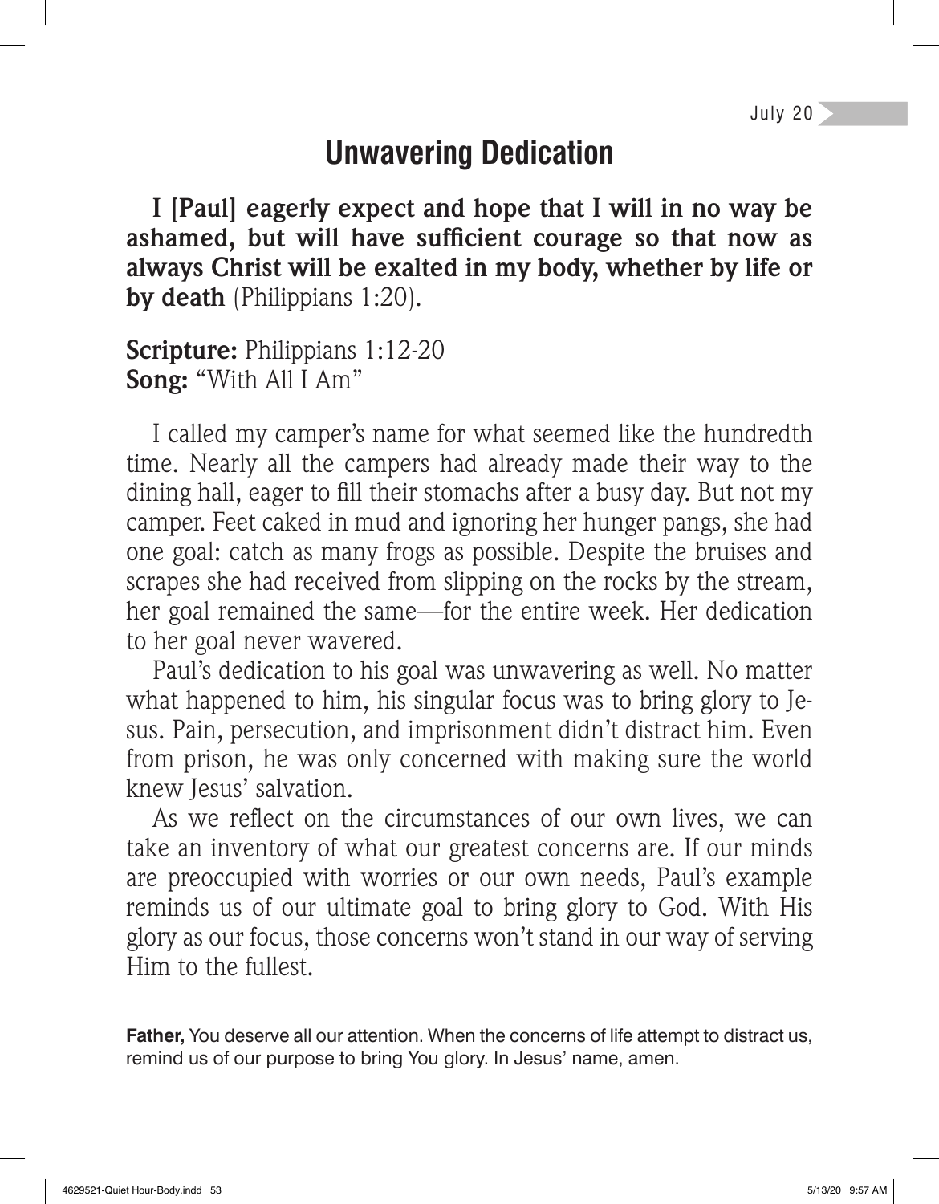July 20

# Unwavering Dedication

**I [Paul] eagerly expect and hope that I will in no way be ashamed, but will have sufficient courage so that now as always Christ will be exalted in my body, whether by life or by death** (Philippians 1:20).

**Scripture:** Philippians 1:12-20
**Song:** "With All I Am"

I called my camper's name for what seemed like the hundredth time. Nearly all the campers had already made their way to the dining hall, eager to fill their stomachs after a busy day. But not my camper. Feet caked in mud and ignoring her hunger pangs, she had one goal: catch as many frogs as possible. Despite the bruises and scrapes she had received from slipping on the rocks by the stream, her goal remained the same—for the entire week. Her dedication to her goal never wavered.

Paul's dedication to his goal was unwavering as well. No matter what happened to him, his singular focus was to bring glory to Jesus. Pain, persecution, and imprisonment didn't distract him. Even from prison, he was only concerned with making sure the world knew Jesus' salvation.

As we reflect on the circumstances of our own lives, we can take an inventory of what our greatest concerns are. If our minds are preoccupied with worries or our own needs, Paul's example reminds us of our ultimate goal to bring glory to God. With His glory as our focus, those concerns won't stand in our way of serving Him to the fullest.

**Father,** You deserve all our attention. When the concerns of life attempt to distract us, remind us of our purpose to bring You glory. In Jesus' name, amen.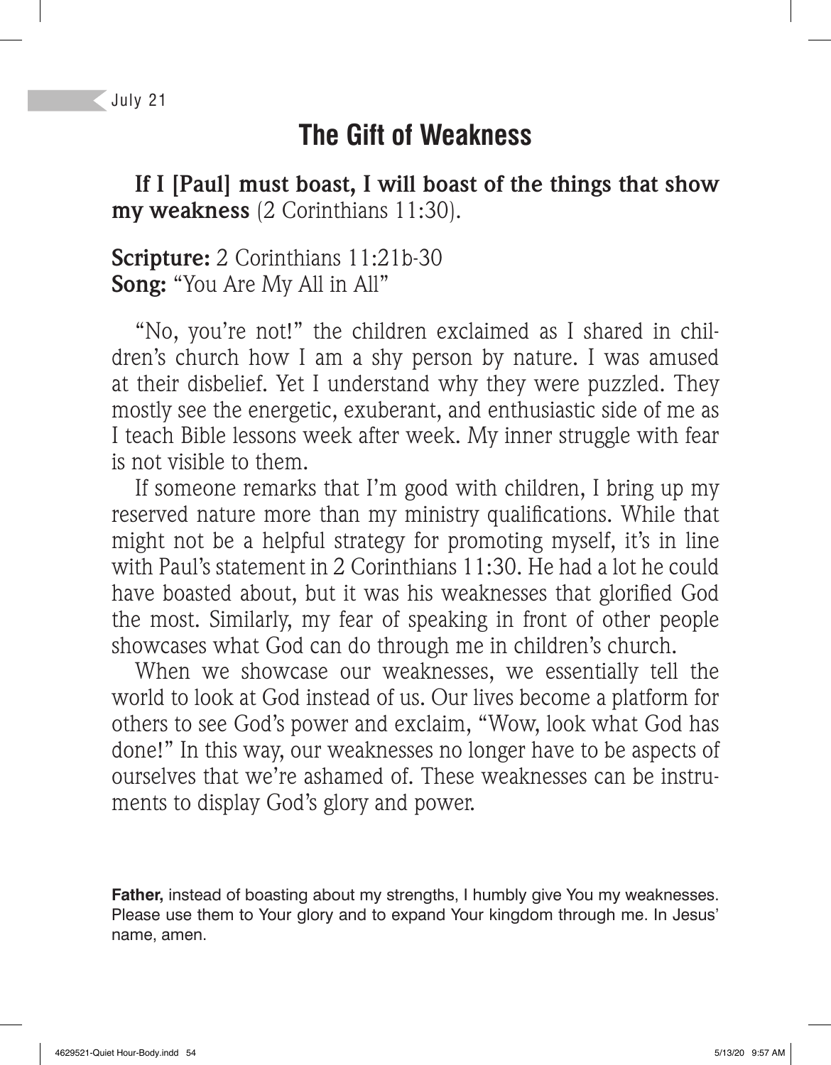July 21

# The Gift of Weakness

**If I [Paul] must boast, I will boast of the things that show my weakness** (2 Corinthians 11:30).

**Scripture:** 2 Corinthians 11:21b-30
**Song:** "You Are My All in All"

"No, you're not!" the children exclaimed as I shared in children's church how I am a shy person by nature. I was amused at their disbelief. Yet I understand why they were puzzled. They mostly see the energetic, exuberant, and enthusiastic side of me as I teach Bible lessons week after week. My inner struggle with fear is not visible to them.

If someone remarks that I'm good with children, I bring up my reserved nature more than my ministry qualifications. While that might not be a helpful strategy for promoting myself, it's in line with Paul's statement in 2 Corinthians 11:30. He had a lot he could have boasted about, but it was his weaknesses that glorified God the most. Similarly, my fear of speaking in front of other people showcases what God can do through me in children's church.

When we showcase our weaknesses, we essentially tell the world to look at God instead of us. Our lives become a platform for others to see God's power and exclaim, "Wow, look what God has done!" In this way, our weaknesses no longer have to be aspects of ourselves that we're ashamed of. These weaknesses can be instruments to display God's glory and power.

**Father,** instead of boasting about my strengths, I humbly give You my weaknesses. Please use them to Your glory and to expand Your kingdom through me. In Jesus' name, amen.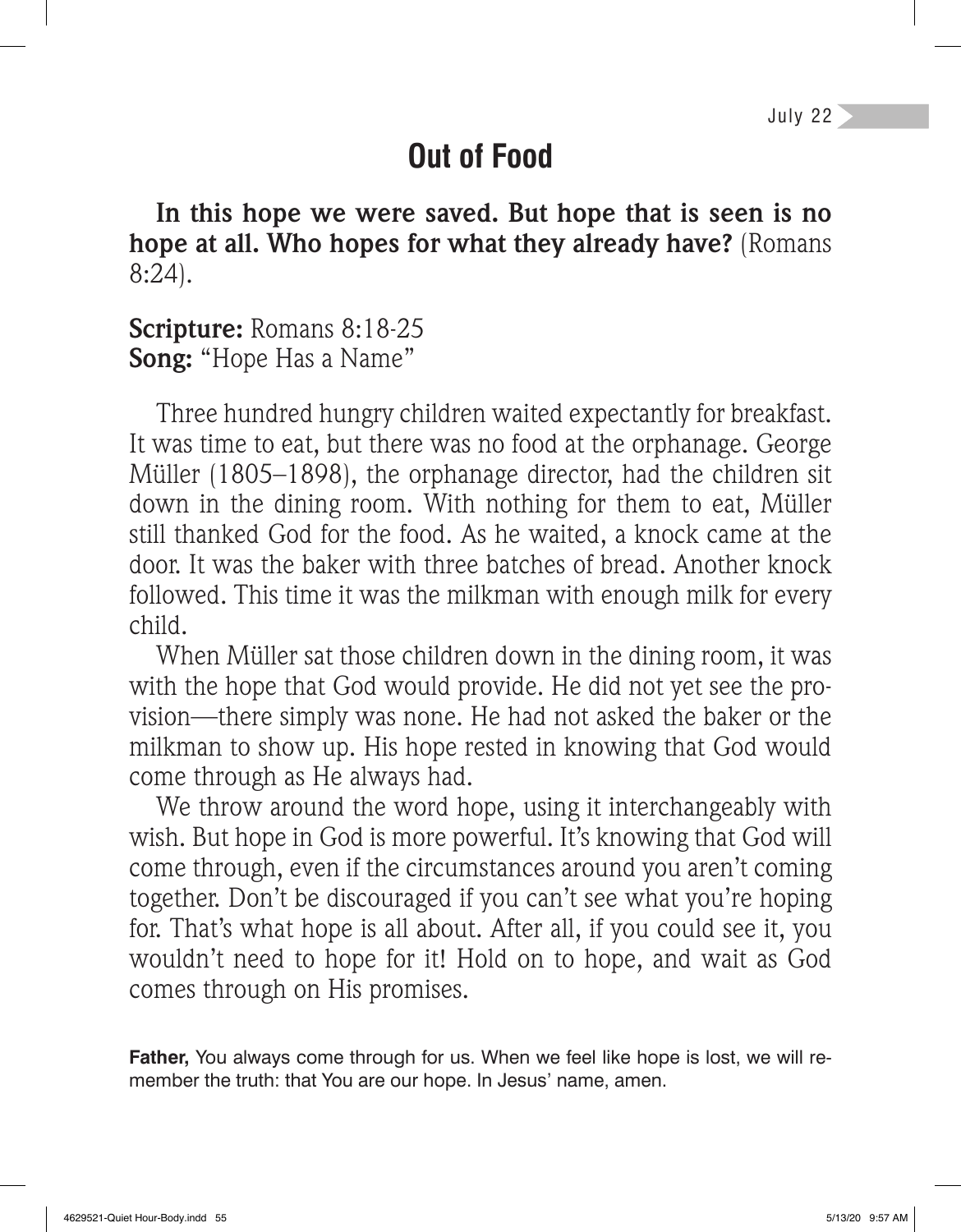July 22

# Out of Food

**In this hope we were saved. But hope that is seen is no hope at all. Who hopes for what they already have?** (Romans 8:24).

**Scripture:** Romans 8:18-25
**Song:** "Hope Has a Name"

Three hundred hungry children waited expectantly for breakfast. It was time to eat, but there was no food at the orphanage. George Müller (1805–1898), the orphanage director, had the children sit down in the dining room. With nothing for them to eat, Müller still thanked God for the food. As he waited, a knock came at the door. It was the baker with three batches of bread. Another knock followed. This time it was the milkman with enough milk for every child.

When Müller sat those children down in the dining room, it was with the hope that God would provide. He did not yet see the provision—there simply was none. He had not asked the baker or the milkman to show up. His hope rested in knowing that God would come through as He always had.

We throw around the word hope, using it interchangeably with wish. But hope in God is more powerful. It's knowing that God will come through, even if the circumstances around you aren't coming together. Don't be discouraged if you can't see what you're hoping for. That's what hope is all about. After all, if you could see it, you wouldn't need to hope for it! Hold on to hope, and wait as God comes through on His promises.

**Father,** You always come through for us. When we feel like hope is lost, we will remember the truth: that You are our hope. In Jesus' name, amen.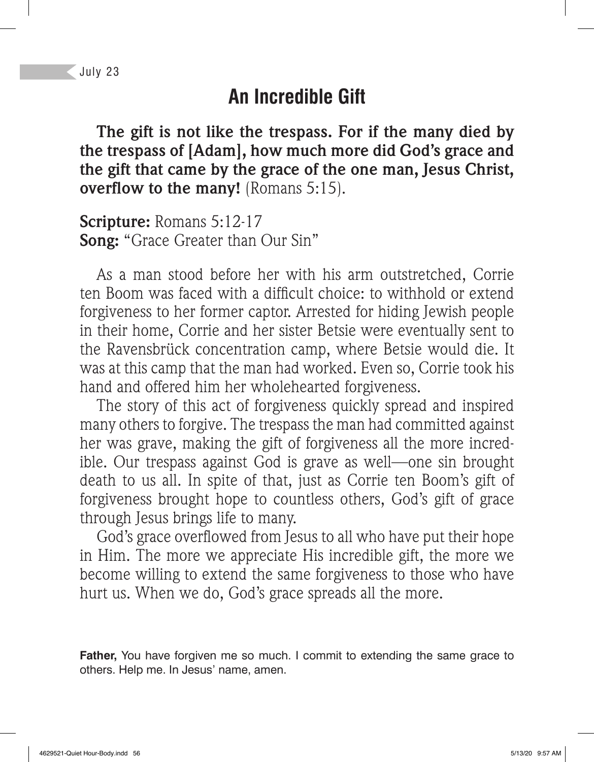July 23

# An Incredible Gift

**The gift is not like the trespass. For if the many died by the trespass of [Adam], how much more did God's grace and the gift that came by the grace of the one man, Jesus Christ, overflow to the many!** (Romans 5:15).

**Scripture:** Romans 5:12-17
**Song:** "Grace Greater than Our Sin"

As a man stood before her with his arm outstretched, Corrie ten Boom was faced with a difficult choice: to withhold or extend forgiveness to her former captor. Arrested for hiding Jewish people in their home, Corrie and her sister Betsie were eventually sent to the Ravensbrück concentration camp, where Betsie would die. It was at this camp that the man had worked. Even so, Corrie took his hand and offered him her wholehearted forgiveness.

The story of this act of forgiveness quickly spread and inspired many others to forgive. The trespass the man had committed against her was grave, making the gift of forgiveness all the more incredible. Our trespass against God is grave as well—one sin brought death to us all. In spite of that, just as Corrie ten Boom's gift of forgiveness brought hope to countless others, God's gift of grace through Jesus brings life to many.

God's grace overflowed from Jesus to all who have put their hope in Him. The more we appreciate His incredible gift, the more we become willing to extend the same forgiveness to those who have hurt us. When we do, God's grace spreads all the more.

**Father,** You have forgiven me so much. I commit to extending the same grace to others. Help me. In Jesus' name, amen.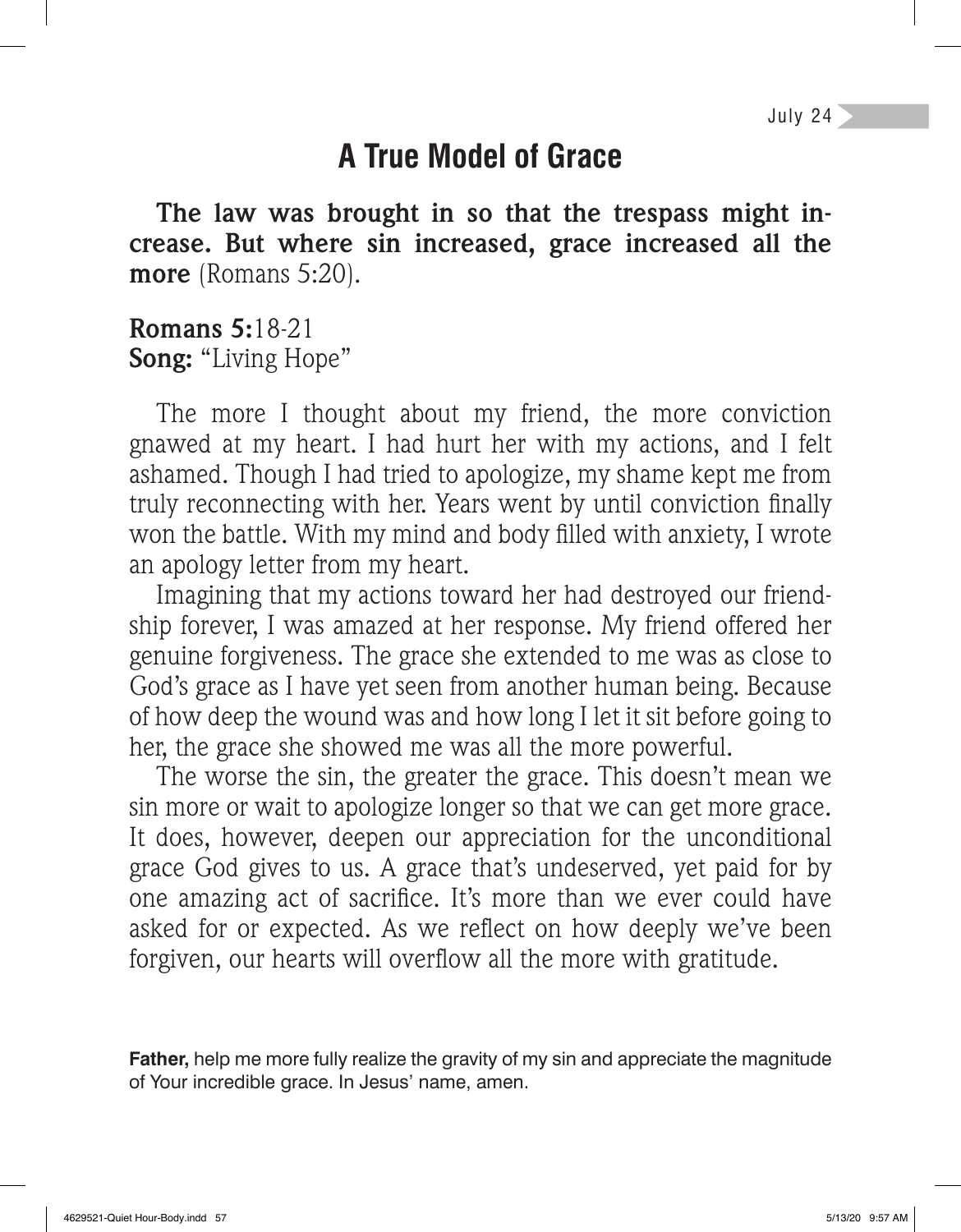July 24

# A True Model of Grace

**The law was brought in so that the trespass might increase. But where sin increased, grace increased all the more** (Romans 5:20).

**Romans 5:**18-21
**Song:** "Living Hope"

The more I thought about my friend, the more conviction gnawed at my heart. I had hurt her with my actions, and I felt ashamed. Though I had tried to apologize, my shame kept me from truly reconnecting with her. Years went by until conviction finally won the battle. With my mind and body filled with anxiety, I wrote an apology letter from my heart.

Imagining that my actions toward her had destroyed our friendship forever, I was amazed at her response. My friend offered her genuine forgiveness. The grace she extended to me was as close to God's grace as I have yet seen from another human being. Because of how deep the wound was and how long I let it sit before going to her, the grace she showed me was all the more powerful.

The worse the sin, the greater the grace. This doesn't mean we sin more or wait to apologize longer so that we can get more grace. It does, however, deepen our appreciation for the unconditional grace God gives to us. A grace that's undeserved, yet paid for by one amazing act of sacrifice. It's more than we ever could have asked for or expected. As we reflect on how deeply we've been forgiven, our hearts will overflow all the more with gratitude.

**Father,** help me more fully realize the gravity of my sin and appreciate the magnitude of Your incredible grace. In Jesus' name, amen.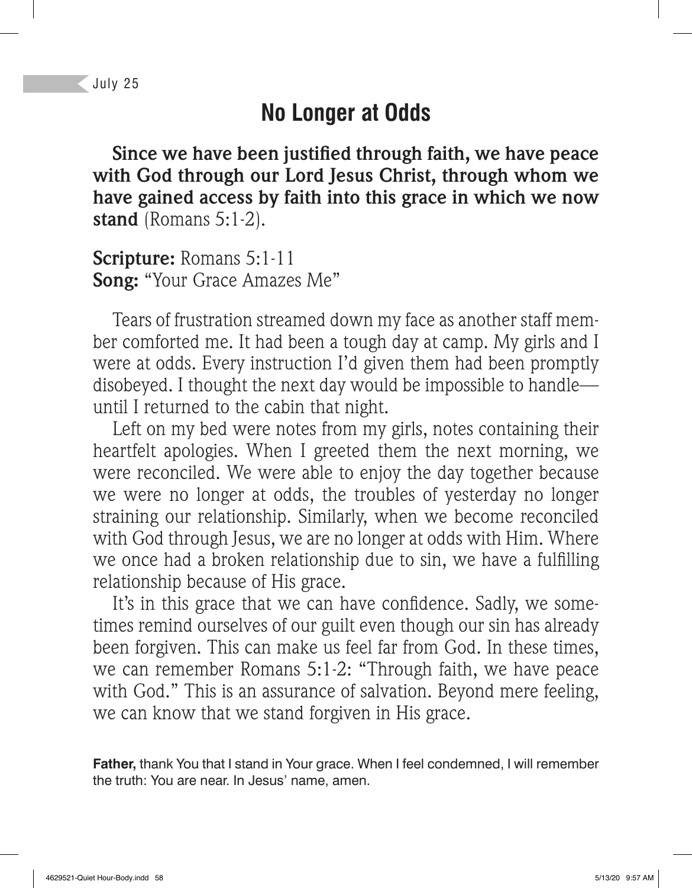July 25

# No Longer at Odds

**Since we have been justified through faith, we have peace with God through our Lord Jesus Christ, through whom we have gained access by faith into this grace in which we now stand** (Romans 5:1-2).

**Scripture:** Romans 5:1-11
**Song:** "Your Grace Amazes Me"

Tears of frustration streamed down my face as another staff member comforted me. It had been a tough day at camp. My girls and I were at odds. Every instruction I'd given them had been promptly disobeyed. I thought the next day would be impossible to handle—until I returned to the cabin that night.

Left on my bed were notes from my girls, notes containing their heartfelt apologies. When I greeted them the next morning, we were reconciled. We were able to enjoy the day together because we were no longer at odds, the troubles of yesterday no longer straining our relationship. Similarly, when we become reconciled with God through Jesus, we are no longer at odds with Him. Where we once had a broken relationship due to sin, we have a fulfilling relationship because of His grace.

It's in this grace that we can have confidence. Sadly, we sometimes remind ourselves of our guilt even though our sin has already been forgiven. This can make us feel far from God. In these times, we can remember Romans 5:1-2: "Through faith, we have peace with God." This is an assurance of salvation. Beyond mere feeling, we can know that we stand forgiven in His grace.

**Father,** thank You that I stand in Your grace. When I feel condemned, I will remember the truth: You are near. In Jesus' name, amen.